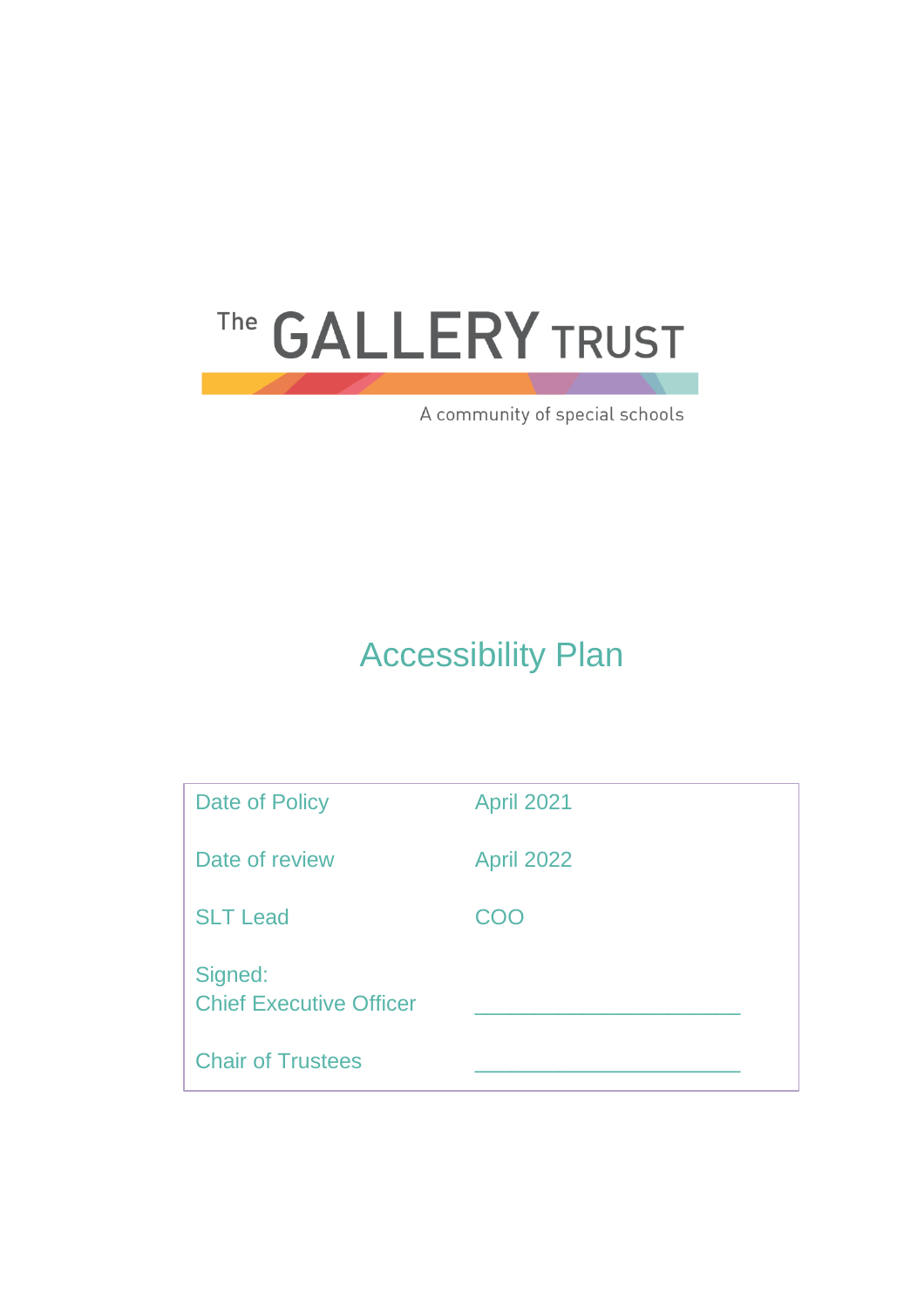The GALLERY TRUST

A community of special schools

# Accessibility Plan

| | |
|---|---|
| Date of Policy | April 2021 |
| Date of review | April 2022 |
| SLT Lead | COO |
| Signed: Chief Executive Officer | ______________________ |
| Chair of Trustees | ______________________ |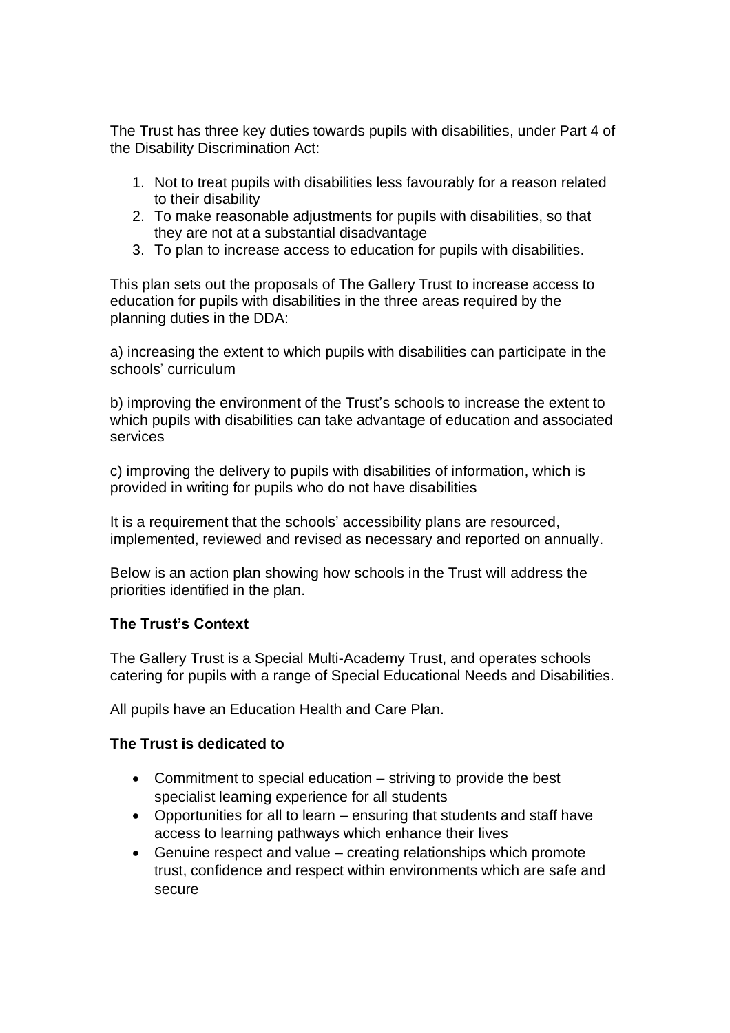The Trust has three key duties towards pupils with disabilities, under Part 4 of the Disability Discrimination Act:

1. Not to treat pupils with disabilities less favourably for a reason related to their disability
2. To make reasonable adjustments for pupils with disabilities, so that they are not at a substantial disadvantage
3. To plan to increase access to education for pupils with disabilities.

This plan sets out the proposals of The Gallery Trust to increase access to education for pupils with disabilities in the three areas required by the planning duties in the DDA:

a) increasing the extent to which pupils with disabilities can participate in the schools' curriculum

b) improving the environment of the Trust's schools to increase the extent to which pupils with disabilities can take advantage of education and associated services

c) improving the delivery to pupils with disabilities of information, which is provided in writing for pupils who do not have disabilities

It is a requirement that the schools' accessibility plans are resourced, implemented, reviewed and revised as necessary and reported on annually.

Below is an action plan showing how schools in the Trust will address the priorities identified in the plan.

**The Trust's Context**

The Gallery Trust is a Special Multi-Academy Trust, and operates schools catering for pupils with a range of Special Educational Needs and Disabilities.

All pupils have an Education Health and Care Plan.

**The Trust is dedicated to**

- Commitment to special education – striving to provide the best specialist learning experience for all students
- Opportunities for all to learn – ensuring that students and staff have access to learning pathways which enhance their lives
- Genuine respect and value – creating relationships which promote trust, confidence and respect within environments which are safe and secure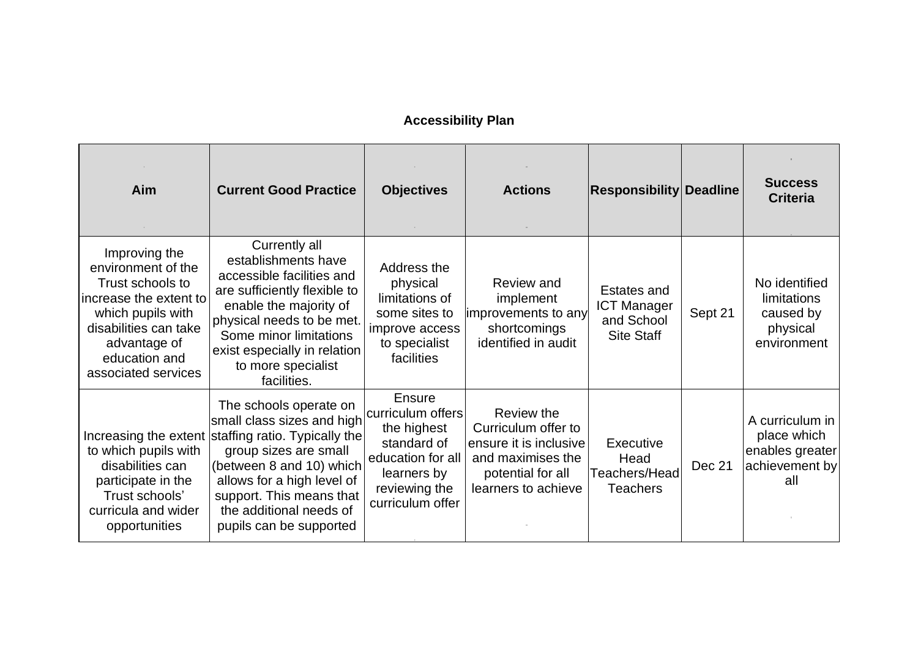## Accessibility Plan

| Aim | Current Good Practice | Objectives | Actions | Responsibility | Deadline | Success Criteria |
|---|---|---|---|---|---|---|
| Improving the environment of the Trust schools to increase the extent to which pupils with disabilities can take advantage of education and associated services | Currently all establishments have accessible facilities and are sufficiently flexible to enable the majority of physical needs to be met. Some minor limitations exist especially in relation to more specialist facilities. | Address the physical limitations of some sites to improve access to specialist facilities | Review and implement improvements to any shortcomings identified in audit | Estates and ICT Manager and School Site Staff | Sept 21 | No identified limitations caused by physical environment |
| Increasing the extent to which pupils with disabilities can participate in the Trust schools' curricula and wider opportunities | The schools operate on small class sizes and high staffing ratio. Typically the group sizes are small (between 8 and 10) which allows for a high level of support. This means that the additional needs of pupils can be supported | Ensure curriculum offers the highest standard of education for all learners by reviewing the curriculum offer | Review the Curriculum offer to ensure it is inclusive and maximises the potential for all learners to achieve | Executive Head Teachers/Head Teachers | Dec 21 | A curriculum in place which enables greater achievement by all |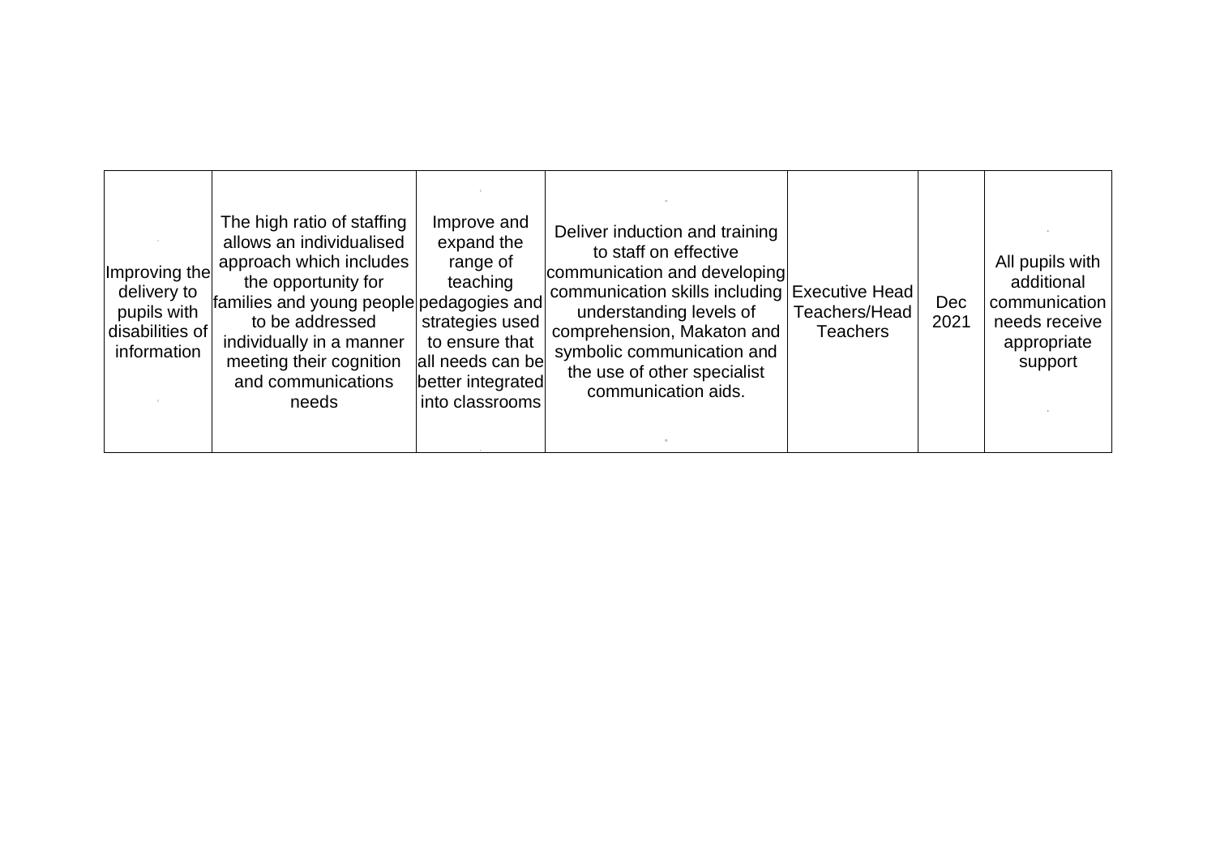| Improving the delivery to pupils with disabilities of information | The high ratio of staffing allows an individualised approach which includes the opportunity for families and young people to be addressed individually in a manner meeting their cognition and communications needs | Improve and expand the range of teaching pedagogies and strategies used to ensure that all needs can be better integrated into classrooms | Deliver induction and training to staff on effective communication and developing communication skills including understanding levels of comprehension, Makaton and symbolic communication and the use of other specialist communication aids. | Executive Head Teachers/Head Teachers | Dec 2021 | All pupils with additional communication needs receive appropriate support |
|---|---|---|---|---|---|---|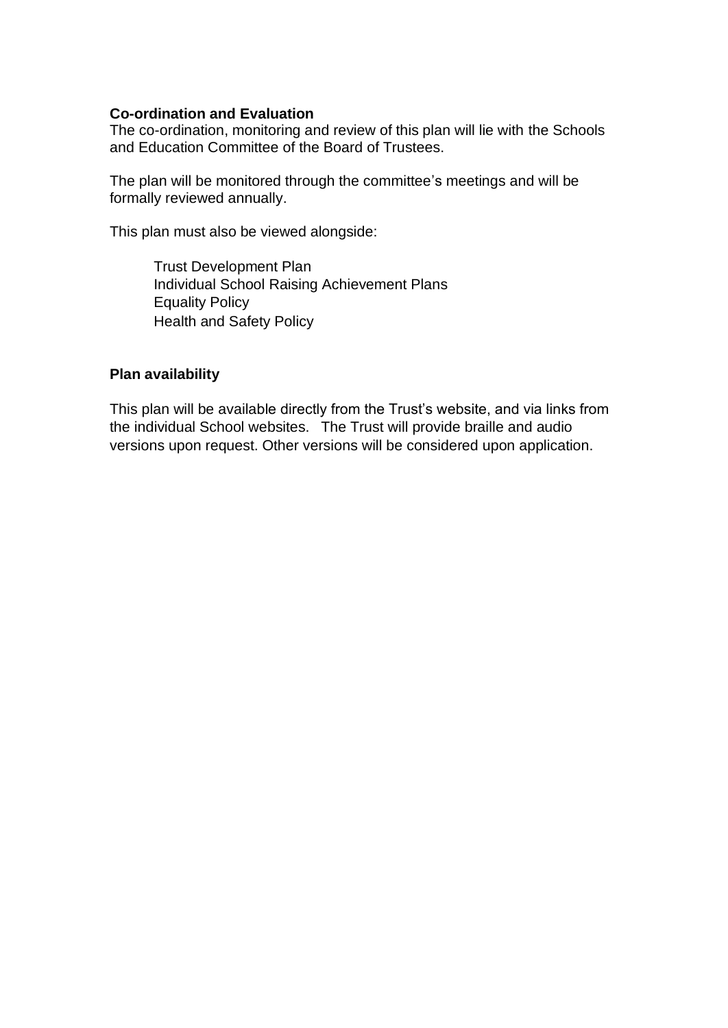**Co-ordination and Evaluation**

The co-ordination, monitoring and review of this plan will lie with the Schools and Education Committee of the Board of Trustees.

The plan will be monitored through the committee's meetings and will be formally reviewed annually.

This plan must also be viewed alongside:

- Trust Development Plan
- Individual School Raising Achievement Plans
- Equality Policy
- Health and Safety Policy

**Plan availability**

This plan will be available directly from the Trust's website, and via links from the individual School websites. The Trust will provide braille and audio versions upon request. Other versions will be considered upon application.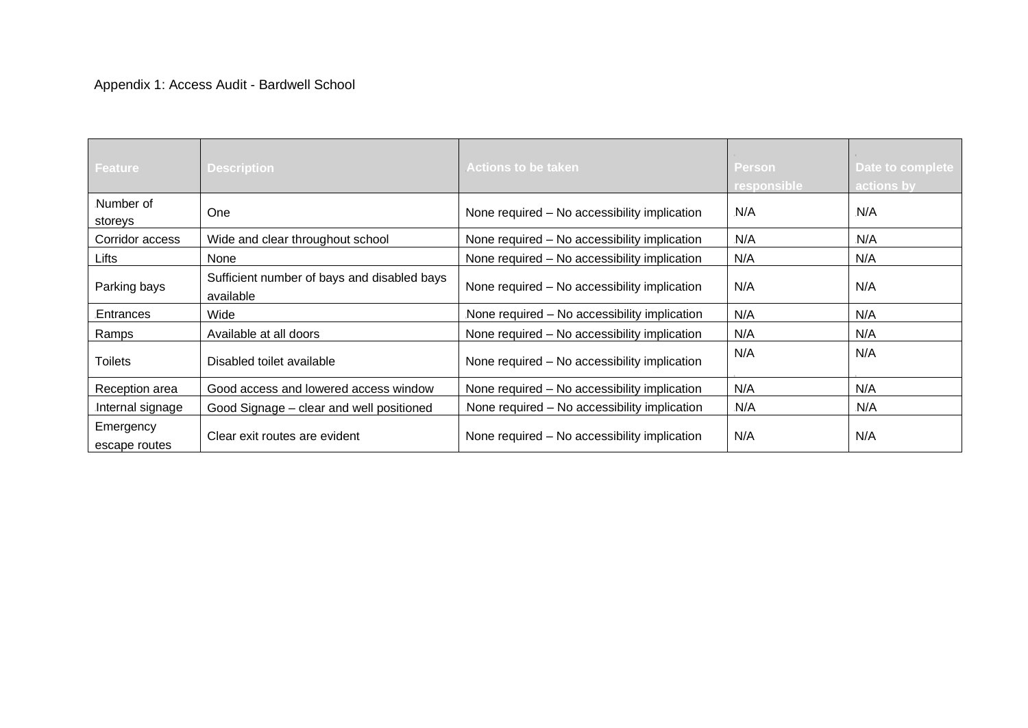Appendix 1: Access Audit - Bardwell School

| Feature | Description | Actions to be taken | Person responsible | Date to complete actions by |
|---|---|---|---|---|
| Number of storeys | One | None required – No accessibility implication | N/A | N/A |
| Corridor access | Wide and clear throughout school | None required – No accessibility implication | N/A | N/A |
| Lifts | None | None required – No accessibility implication | N/A | N/A |
| Parking bays | Sufficient number of bays and disabled bays available | None required – No accessibility implication | N/A | N/A |
| Entrances | Wide | None required – No accessibility implication | N/A | N/A |
| Ramps | Available at all doors | None required – No accessibility implication | N/A | N/A |
| Toilets | Disabled toilet available | None required – No accessibility implication | N/A | N/A |
| Reception area | Good access and lowered access window | None required – No accessibility implication | N/A | N/A |
| Internal signage | Good Signage – clear and well positioned | None required – No accessibility implication | N/A | N/A |
| Emergency escape routes | Clear exit routes are evident | None required – No accessibility implication | N/A | N/A |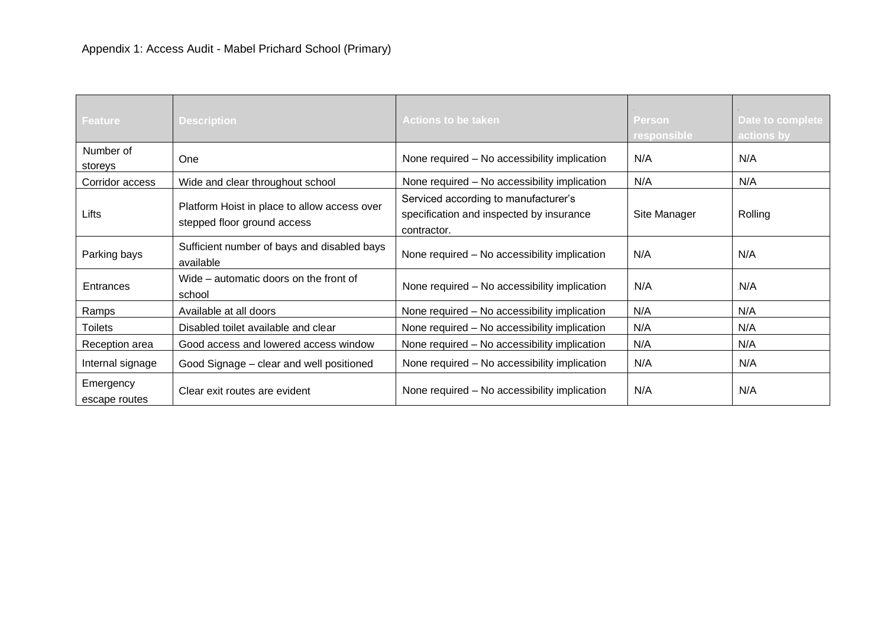Appendix 1: Access Audit - Mabel Prichard School (Primary)

| Feature | Description | Actions to be taken | Person responsible | Date to complete actions by |
|---|---|---|---|---|
| Number of storeys | One | None required – No accessibility implication | N/A | N/A |
| Corridor access | Wide and clear throughout school | None required – No accessibility implication | N/A | N/A |
| Lifts | Platform Hoist in place to allow access over stepped floor ground access | Serviced according to manufacturer's specification and inspected by insurance contractor. | Site Manager | Rolling |
| Parking bays | Sufficient number of bays and disabled bays available | None required – No accessibility implication | N/A | N/A |
| Entrances | Wide – automatic doors on the front of school | None required – No accessibility implication | N/A | N/A |
| Ramps | Available at all doors | None required – No accessibility implication | N/A | N/A |
| Toilets | Disabled toilet available and clear | None required – No accessibility implication | N/A | N/A |
| Reception area | Good access and lowered access window | None required – No accessibility implication | N/A | N/A |
| Internal signage | Good Signage – clear and well positioned | None required – No accessibility implication | N/A | N/A |
| Emergency escape routes | Clear exit routes are evident | None required – No accessibility implication | N/A | N/A |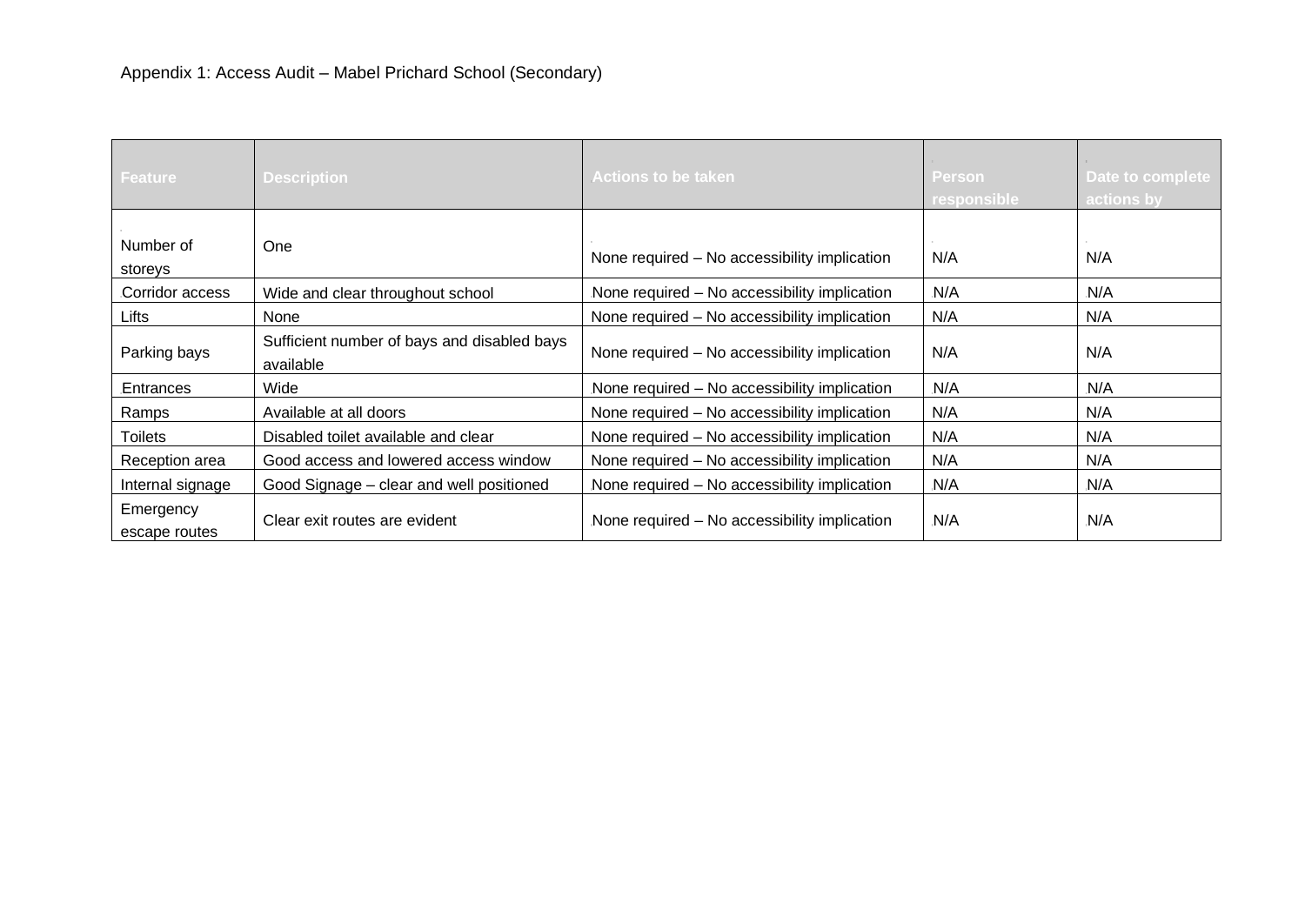Appendix 1: Access Audit – Mabel Prichard School (Secondary)

| Feature | Description | Actions to be taken | Person responsible | Date to complete actions by |
|---|---|---|---|---|
| Number of storeys | One | None required – No accessibility implication | N/A | N/A |
| Corridor access | Wide and clear throughout school | None required – No accessibility implication | N/A | N/A |
| Lifts | None | None required – No accessibility implication | N/A | N/A |
| Parking bays | Sufficient number of bays and disabled bays available | None required – No accessibility implication | N/A | N/A |
| Entrances | Wide | None required – No accessibility implication | N/A | N/A |
| Ramps | Available at all doors | None required – No accessibility implication | N/A | N/A |
| Toilets | Disabled toilet available and clear | None required – No accessibility implication | N/A | N/A |
| Reception area | Good access and lowered access window | None required – No accessibility implication | N/A | N/A |
| Internal signage | Good Signage – clear and well positioned | None required – No accessibility implication | N/A | N/A |
| Emergency escape routes | Clear exit routes are evident | None required – No accessibility implication | N/A | N/A |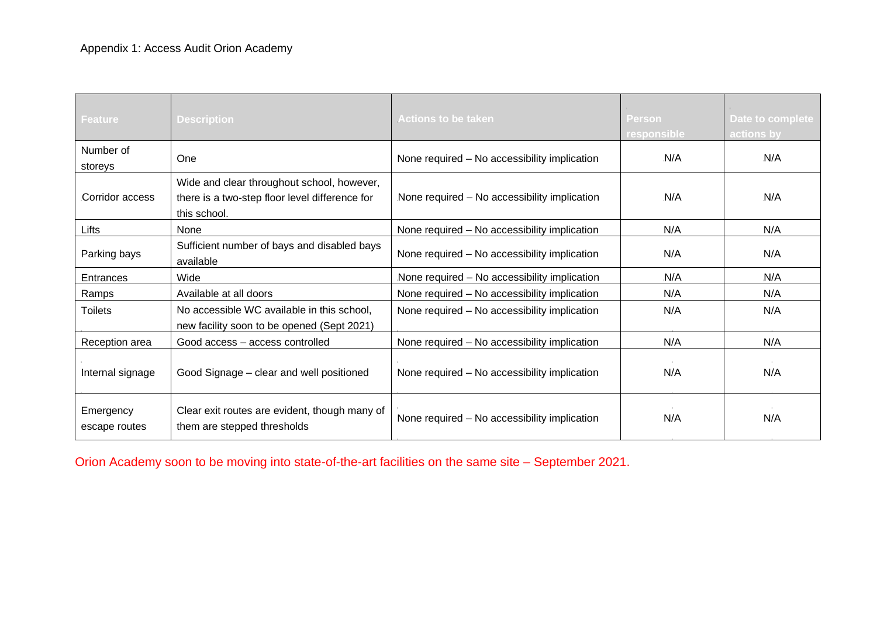Appendix 1: Access Audit Orion Academy

| Feature | Description | Actions to be taken | Person responsible | Date to complete actions by |
|---|---|---|---|---|
| Number of storeys | One | None required – No accessibility implication | N/A | N/A |
| Corridor access | Wide and clear throughout school, however, there is a two-step floor level difference for this school. | None required – No accessibility implication | N/A | N/A |
| Lifts | None | None required – No accessibility implication | N/A | N/A |
| Parking bays | Sufficient number of bays and disabled bays available | None required – No accessibility implication | N/A | N/A |
| Entrances | Wide | None required – No accessibility implication | N/A | N/A |
| Ramps | Available at all doors | None required – No accessibility implication | N/A | N/A |
| Toilets | No accessible WC available in this school, new facility soon to be opened (Sept 2021) | None required – No accessibility implication | N/A | N/A |
| Reception area | Good access – access controlled | None required – No accessibility implication | N/A | N/A |
| Internal signage | Good Signage – clear and well positioned | None required – No accessibility implication | N/A | N/A |
| Emergency escape routes | Clear exit routes are evident, though many of them are stepped thresholds | None required – No accessibility implication | N/A | N/A |

Orion Academy soon to be moving into state-of-the-art facilities on the same site – September 2021.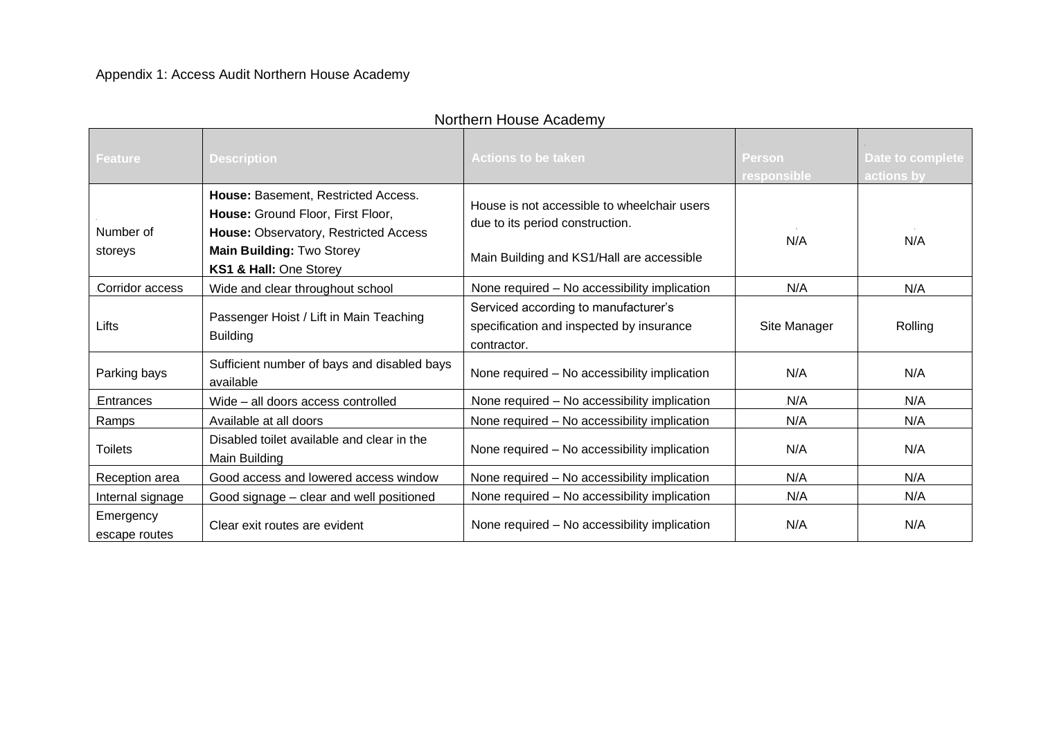Appendix 1: Access Audit Northern House Academy

Northern House Academy

| Feature | Description | Actions to be taken | Person responsible | Date to complete actions by |
|---|---|---|---|---|
| Number of storeys | **House:** Basement, Restricted Access.<br>**House:** Ground Floor, First Floor,<br>**House:** Observatory, Restricted Access<br>**Main Building:** Two Storey<br>**KS1 & Hall:** One Storey | House is not accessible to wheelchair users due to its period construction.<br><br>Main Building and KS1/Hall are accessible | N/A | N/A |
| Corridor access | Wide and clear throughout school | None required – No accessibility implication | N/A | N/A |
| Lifts | Passenger Hoist / Lift in Main Teaching Building | Serviced according to manufacturer's specification and inspected by insurance contractor. | Site Manager | Rolling |
| Parking bays | Sufficient number of bays and disabled bays available | None required – No accessibility implication | N/A | N/A |
| Entrances | Wide – all doors access controlled | None required – No accessibility implication | N/A | N/A |
| Ramps | Available at all doors | None required – No accessibility implication | N/A | N/A |
| Toilets | Disabled toilet available and clear in the Main Building | None required – No accessibility implication | N/A | N/A |
| Reception area | Good access and lowered access window | None required – No accessibility implication | N/A | N/A |
| Internal signage | Good signage – clear and well positioned | None required – No accessibility implication | N/A | N/A |
| Emergency escape routes | Clear exit routes are evident | None required – No accessibility implication | N/A | N/A |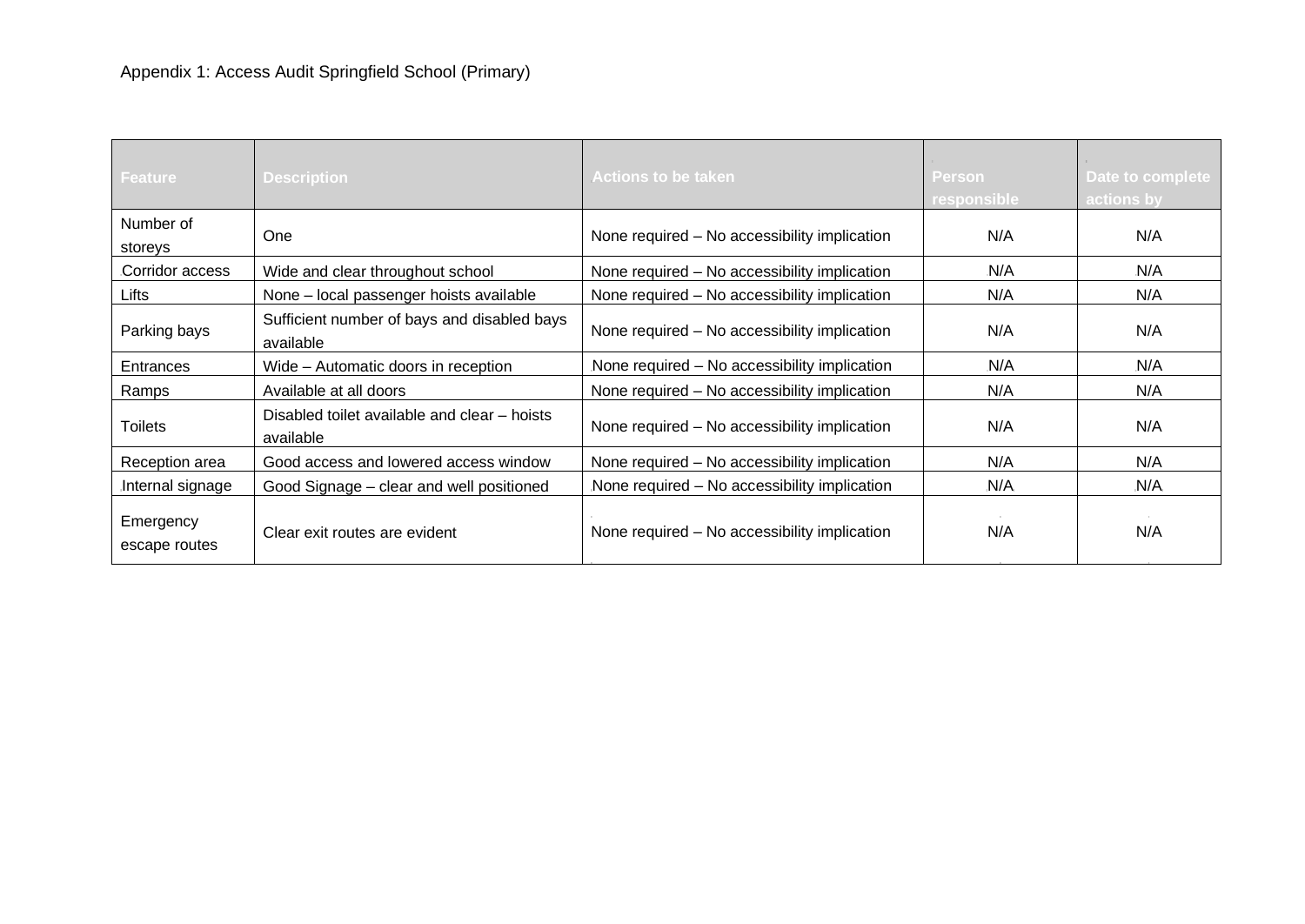Appendix 1: Access Audit Springfield School (Primary)

| Feature | Description | Actions to be taken | Person responsible | Date to complete actions by |
|---|---|---|---|---|
| Number of storeys | One | None required – No accessibility implication | N/A | N/A |
| Corridor access | Wide and clear throughout school | None required – No accessibility implication | N/A | N/A |
| Lifts | None – local passenger hoists available | None required – No accessibility implication | N/A | N/A |
| Parking bays | Sufficient number of bays and disabled bays available | None required – No accessibility implication | N/A | N/A |
| Entrances | Wide – Automatic doors in reception | None required – No accessibility implication | N/A | N/A |
| Ramps | Available at all doors | None required – No accessibility implication | N/A | N/A |
| Toilets | Disabled toilet available and clear – hoists available | None required – No accessibility implication | N/A | N/A |
| Reception area | Good access and lowered access window | None required – No accessibility implication | N/A | N/A |
| Internal signage | Good Signage – clear and well positioned | None required – No accessibility implication | N/A | N/A |
| Emergency escape routes | Clear exit routes are evident | None required – No accessibility implication | N/A | N/A |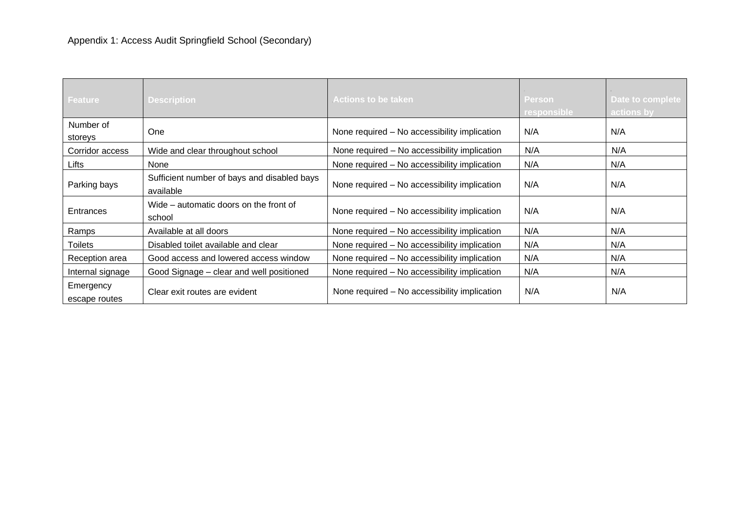Appendix 1: Access Audit Springfield School (Secondary)

| Feature | Description | Actions to be taken | Person responsible | Date to complete actions by |
|---|---|---|---|---|
| Number of storeys | One | None required – No accessibility implication | N/A | N/A |
| Corridor access | Wide and clear throughout school | None required – No accessibility implication | N/A | N/A |
| Lifts | None | None required – No accessibility implication | N/A | N/A |
| Parking bays | Sufficient number of bays and disabled bays available | None required – No accessibility implication | N/A | N/A |
| Entrances | Wide – automatic doors on the front of school | None required – No accessibility implication | N/A | N/A |
| Ramps | Available at all doors | None required – No accessibility implication | N/A | N/A |
| Toilets | Disabled toilet available and clear | None required – No accessibility implication | N/A | N/A |
| Reception area | Good access and lowered access window | None required – No accessibility implication | N/A | N/A |
| Internal signage | Good Signage – clear and well positioned | None required – No accessibility implication | N/A | N/A |
| Emergency escape routes | Clear exit routes are evident | None required – No accessibility implication | N/A | N/A |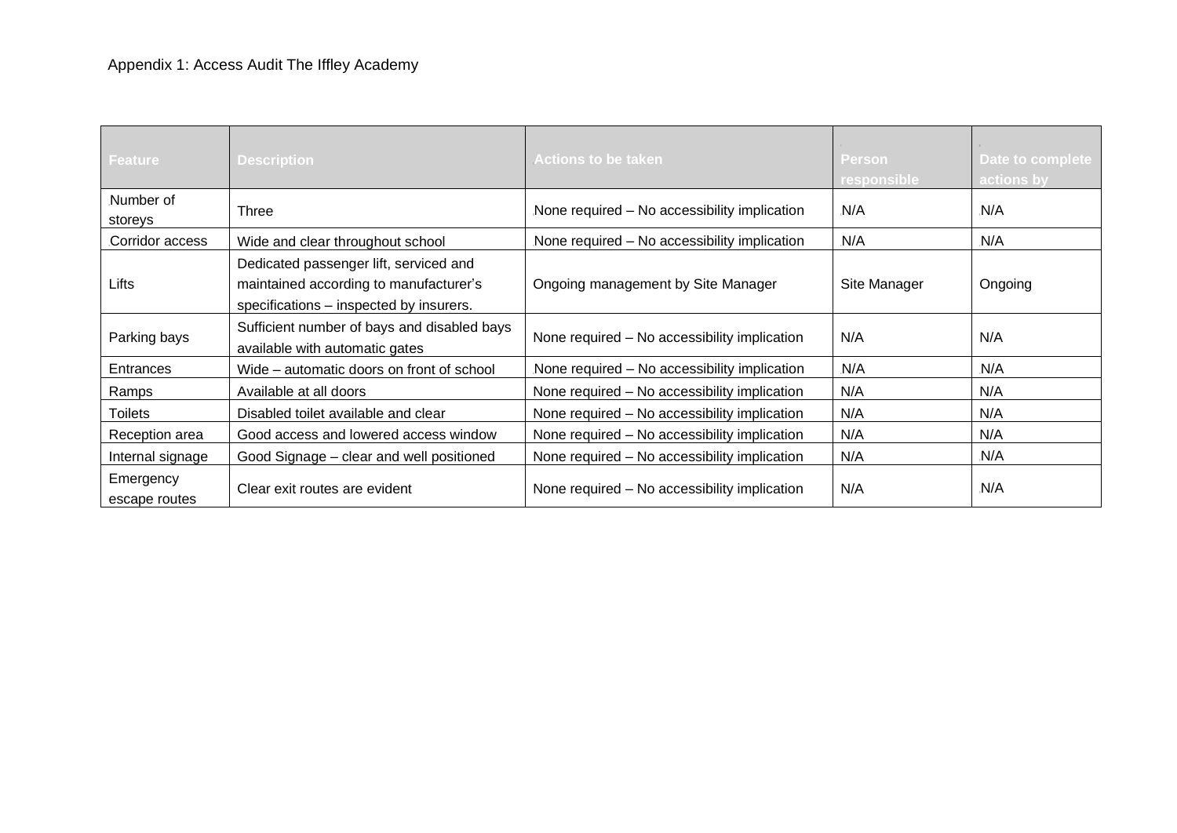Appendix 1: Access Audit The Iffley Academy

| Feature | Description | Actions to be taken | Person responsible | Date to complete actions by |
|---|---|---|---|---|
| Number of storeys | Three | None required – No accessibility implication | N/A | N/A |
| Corridor access | Wide and clear throughout school | None required – No accessibility implication | N/A | N/A |
| Lifts | Dedicated passenger lift, serviced and maintained according to manufacturer's specifications – inspected by insurers. | Ongoing management by Site Manager | Site Manager | Ongoing |
| Parking bays | Sufficient number of bays and disabled bays available with automatic gates | None required – No accessibility implication | N/A | N/A |
| Entrances | Wide – automatic doors on front of school | None required – No accessibility implication | N/A | N/A |
| Ramps | Available at all doors | None required – No accessibility implication | N/A | N/A |
| Toilets | Disabled toilet available and clear | None required – No accessibility implication | N/A | N/A |
| Reception area | Good access and lowered access window | None required – No accessibility implication | N/A | N/A |
| Internal signage | Good Signage – clear and well positioned | None required – No accessibility implication | N/A | N/A |
| Emergency escape routes | Clear exit routes are evident | None required – No accessibility implication | N/A | N/A |